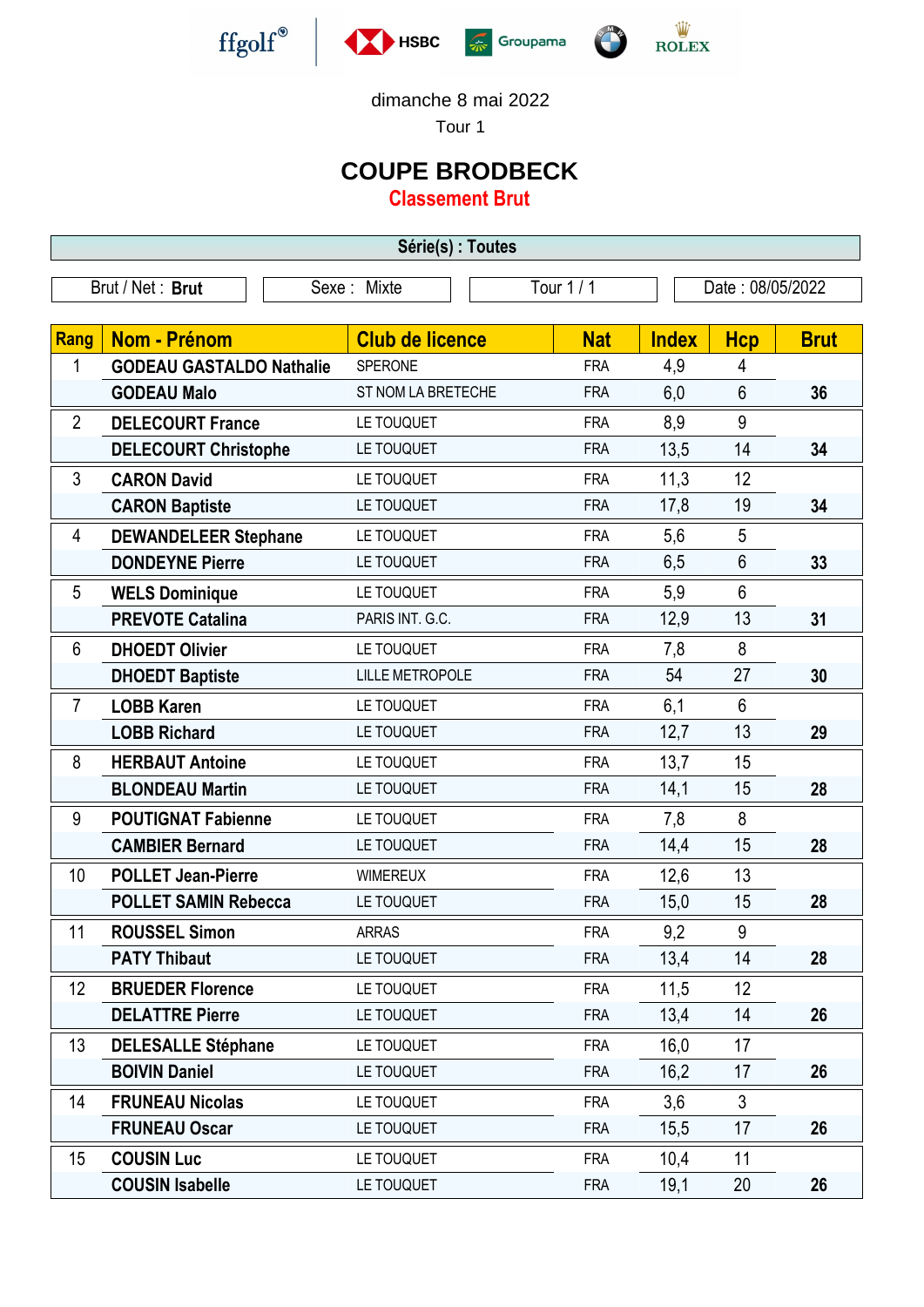ffgolf® HSBC Groupama ROLEX

dimanche 8 mai 2022

Tour 1

# COUPE BRODBECK

## Classement Brut

**Série(s) : Toutes**

| Brut / Net : **Brut** | Sexe : Mixte | Tour 1 / 1 | Date : 08/05/2022 |
|---|---|---|---|

| Rang | Nom - Prénom | Club de licence | Nat | Index | Hcp | Brut |
|---|---|---|---|---|---|---|
| 1 | **GODEAU GASTALDO Nathalie** | SPERONE | FRA | 4,9 | 4 | |
| | **GODEAU Malo** | ST NOM LA BRETECHE | FRA | 6,0 | 6 | **36** |
| 2 | **DELECOURT France** | LE TOUQUET | FRA | 8,9 | 9 | |
| | **DELECOURT Christophe** | LE TOUQUET | FRA | 13,5 | 14 | **34** |
| 3 | **CARON David** | LE TOUQUET | FRA | 11,3 | 12 | |
| | **CARON Baptiste** | LE TOUQUET | FRA | 17,8 | 19 | **34** |
| 4 | **DEWANDELEER Stephane** | LE TOUQUET | FRA | 5,6 | 5 | |
| | **DONDEYNE Pierre** | LE TOUQUET | FRA | 6,5 | 6 | **33** |
| 5 | **WELS Dominique** | LE TOUQUET | FRA | 5,9 | 6 | |
| | **PREVOTE Catalina** | PARIS INT. G.C. | FRA | 12,9 | 13 | **31** |
| 6 | **DHOEDT Olivier** | LE TOUQUET | FRA | 7,8 | 8 | |
| | **DHOEDT Baptiste** | LILLE METROPOLE | FRA | 54 | 27 | **30** |
| 7 | **LOBB Karen** | LE TOUQUET | FRA | 6,1 | 6 | |
| | **LOBB Richard** | LE TOUQUET | FRA | 12,7 | 13 | **29** |
| 8 | **HERBAUT Antoine** | LE TOUQUET | FRA | 13,7 | 15 | |
| | **BLONDEAU Martin** | LE TOUQUET | FRA | 14,1 | 15 | **28** |
| 9 | **POUTIGNAT Fabienne** | LE TOUQUET | FRA | 7,8 | 8 | |
| | **CAMBIER Bernard** | LE TOUQUET | FRA | 14,4 | 15 | **28** |
| 10 | **POLLET Jean-Pierre** | WIMEREUX | FRA | 12,6 | 13 | |
| | **POLLET SAMIN Rebecca** | LE TOUQUET | FRA | 15,0 | 15 | **28** |
| 11 | **ROUSSEL Simon** | ARRAS | FRA | 9,2 | 9 | |
| | **PATY Thibaut** | LE TOUQUET | FRA | 13,4 | 14 | **28** |
| 12 | **BRUEDER Florence** | LE TOUQUET | FRA | 11,5 | 12 | |
| | **DELATTRE Pierre** | LE TOUQUET | FRA | 13,4 | 14 | **26** |
| 13 | **DELESALLE Stéphane** | LE TOUQUET | FRA | 16,0 | 17 | |
| | **BOIVIN Daniel** | LE TOUQUET | FRA | 16,2 | 17 | **26** |
| 14 | **FRUNEAU Nicolas** | LE TOUQUET | FRA | 3,6 | 3 | |
| | **FRUNEAU Oscar** | LE TOUQUET | FRA | 15,5 | 17 | **26** |
| 15 | **COUSIN Luc** | LE TOUQUET | FRA | 10,4 | 11 | |
| | **COUSIN Isabelle** | LE TOUQUET | FRA | 19,1 | 20 | **26** |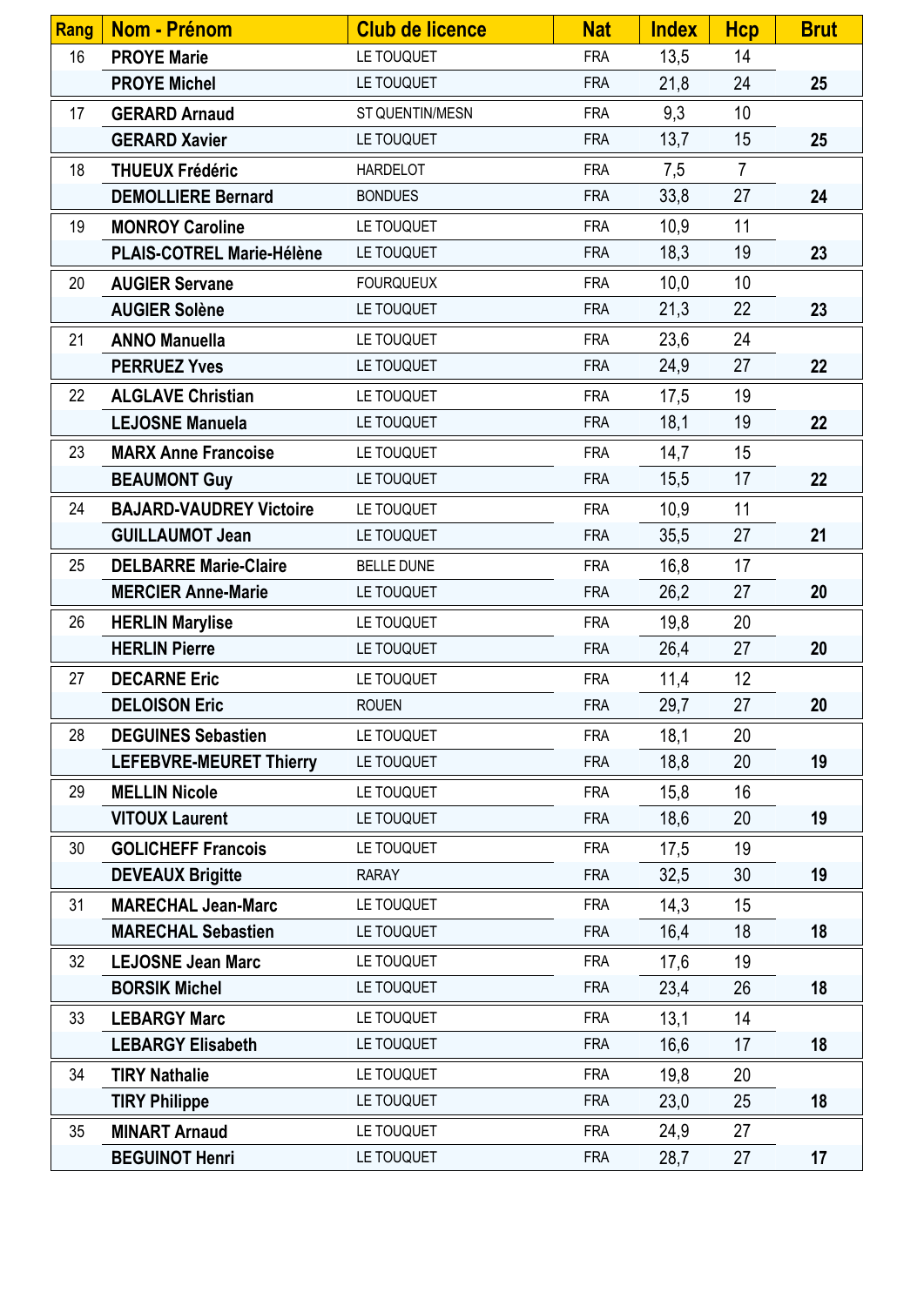| Rang | Nom - Prénom | Club de licence | Nat | Index | Hcp | Brut |
|---|---|---|---|---|---|---|
| 16 | **PROYE Marie** | LE TOUQUET | FRA | 13,5 | 14 | |
| | **PROYE Michel** | LE TOUQUET | FRA | 21,8 | 24 | **25** |
| 17 | **GERARD Arnaud** | ST QUENTIN/MESN | FRA | 9,3 | 10 | |
| | **GERARD Xavier** | LE TOUQUET | FRA | 13,7 | 15 | **25** |
| 18 | **THUEUX Frédéric** | HARDELOT | FRA | 7,5 | 7 | |
| | **DEMOLLIERE Bernard** | BONDUES | FRA | 33,8 | 27 | **24** |
| 19 | **MONROY Caroline** | LE TOUQUET | FRA | 10,9 | 11 | |
| | **PLAIS-COTREL Marie-Hélène** | LE TOUQUET | FRA | 18,3 | 19 | **23** |
| 20 | **AUGIER Servane** | FOURQUEUX | FRA | 10,0 | 10 | |
| | **AUGIER Solène** | LE TOUQUET | FRA | 21,3 | 22 | **23** |
| 21 | **ANNO Manuella** | LE TOUQUET | FRA | 23,6 | 24 | |
| | **PERRUEZ Yves** | LE TOUQUET | FRA | 24,9 | 27 | **22** |
| 22 | **ALGLAVE Christian** | LE TOUQUET | FRA | 17,5 | 19 | |
| | **LEJOSNE Manuela** | LE TOUQUET | FRA | 18,1 | 19 | **22** |
| 23 | **MARX Anne Francoise** | LE TOUQUET | FRA | 14,7 | 15 | |
| | **BEAUMONT Guy** | LE TOUQUET | FRA | 15,5 | 17 | **22** |
| 24 | **BAJARD-VAUDREY Victoire** | LE TOUQUET | FRA | 10,9 | 11 | |
| | **GUILLAUMOT Jean** | LE TOUQUET | FRA | 35,5 | 27 | **21** |
| 25 | **DELBARRE Marie-Claire** | BELLE DUNE | FRA | 16,8 | 17 | |
| | **MERCIER Anne-Marie** | LE TOUQUET | FRA | 26,2 | 27 | **20** |
| 26 | **HERLIN Marylise** | LE TOUQUET | FRA | 19,8 | 20 | |
| | **HERLIN Pierre** | LE TOUQUET | FRA | 26,4 | 27 | **20** |
| 27 | **DECARNE Eric** | LE TOUQUET | FRA | 11,4 | 12 | |
| | **DELOISON Eric** | ROUEN | FRA | 29,7 | 27 | **20** |
| 28 | **DEGUINES Sebastien** | LE TOUQUET | FRA | 18,1 | 20 | |
| | **LEFEBVRE-MEURET Thierry** | LE TOUQUET | FRA | 18,8 | 20 | **19** |
| 29 | **MELLIN Nicole** | LE TOUQUET | FRA | 15,8 | 16 | |
| | **VITOUX Laurent** | LE TOUQUET | FRA | 18,6 | 20 | **19** |
| 30 | **GOLICHEFF Francois** | LE TOUQUET | FRA | 17,5 | 19 | |
| | **DEVEAUX Brigitte** | RARAY | FRA | 32,5 | 30 | **19** |
| 31 | **MARECHAL Jean-Marc** | LE TOUQUET | FRA | 14,3 | 15 | |
| | **MARECHAL Sebastien** | LE TOUQUET | FRA | 16,4 | 18 | **18** |
| 32 | **LEJOSNE Jean Marc** | LE TOUQUET | FRA | 17,6 | 19 | |
| | **BORSIK Michel** | LE TOUQUET | FRA | 23,4 | 26 | **18** |
| 33 | **LEBARGY Marc** | LE TOUQUET | FRA | 13,1 | 14 | |
| | **LEBARGY Elisabeth** | LE TOUQUET | FRA | 16,6 | 17 | **18** |
| 34 | **TIRY Nathalie** | LE TOUQUET | FRA | 19,8 | 20 | |
| | **TIRY Philippe** | LE TOUQUET | FRA | 23,0 | 25 | **18** |
| 35 | **MINART Arnaud** | LE TOUQUET | FRA | 24,9 | 27 | |
| | **BEGUINOT Henri** | LE TOUQUET | FRA | 28,7 | 27 | **17** |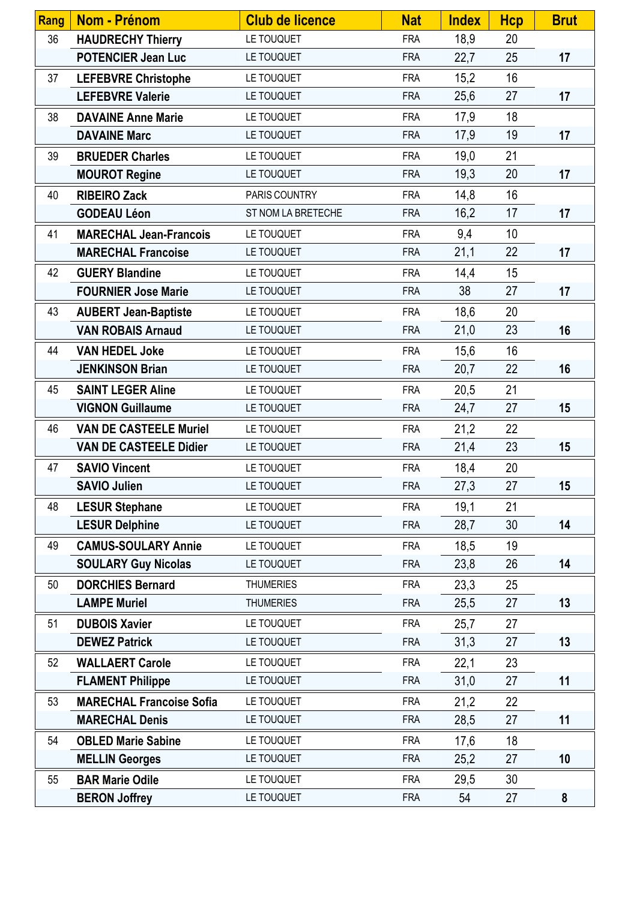| Rang | Nom - Prénom | Club de licence | Nat | Index | Hcp | Brut |
|---|---|---|---|---|---|---|
| 36 | **HAUDRECHY Thierry** | LE TOUQUET | FRA | 18,9 | 20 | |
| | **POTENCIER Jean Luc** | LE TOUQUET | FRA | 22,7 | 25 | **17** |
| 37 | **LEFEBVRE Christophe** | LE TOUQUET | FRA | 15,2 | 16 | |
| | **LEFEBVRE Valerie** | LE TOUQUET | FRA | 25,6 | 27 | **17** |
| 38 | **DAVAINE Anne Marie** | LE TOUQUET | FRA | 17,9 | 18 | |
| | **DAVAINE Marc** | LE TOUQUET | FRA | 17,9 | 19 | **17** |
| 39 | **BRUEDER Charles** | LE TOUQUET | FRA | 19,0 | 21 | |
| | **MOUROT Regine** | LE TOUQUET | FRA | 19,3 | 20 | **17** |
| 40 | **RIBEIRO Zack** | PARIS COUNTRY | FRA | 14,8 | 16 | |
| | **GODEAU Léon** | ST NOM LA BRETECHE | FRA | 16,2 | 17 | **17** |
| 41 | **MARECHAL Jean-Francois** | LE TOUQUET | FRA | 9,4 | 10 | |
| | **MARECHAL Francoise** | LE TOUQUET | FRA | 21,1 | 22 | **17** |
| 42 | **GUERY Blandine** | LE TOUQUET | FRA | 14,4 | 15 | |
| | **FOURNIER Jose Marie** | LE TOUQUET | FRA | 38 | 27 | **17** |
| 43 | **AUBERT Jean-Baptiste** | LE TOUQUET | FRA | 18,6 | 20 | |
| | **VAN ROBAIS Arnaud** | LE TOUQUET | FRA | 21,0 | 23 | **16** |
| 44 | **VAN HEDEL Joke** | LE TOUQUET | FRA | 15,6 | 16 | |
| | **JENKINSON Brian** | LE TOUQUET | FRA | 20,7 | 22 | **16** |
| 45 | **SAINT LEGER Aline** | LE TOUQUET | FRA | 20,5 | 21 | |
| | **VIGNON Guillaume** | LE TOUQUET | FRA | 24,7 | 27 | **15** |
| 46 | **VAN DE CASTEELE Muriel** | LE TOUQUET | FRA | 21,2 | 22 | |
| | **VAN DE CASTEELE Didier** | LE TOUQUET | FRA | 21,4 | 23 | **15** |
| 47 | **SAVIO Vincent** | LE TOUQUET | FRA | 18,4 | 20 | |
| | **SAVIO Julien** | LE TOUQUET | FRA | 27,3 | 27 | **15** |
| 48 | **LESUR Stephane** | LE TOUQUET | FRA | 19,1 | 21 | |
| | **LESUR Delphine** | LE TOUQUET | FRA | 28,7 | 30 | **14** |
| 49 | **CAMUS-SOULARY Annie** | LE TOUQUET | FRA | 18,5 | 19 | |
| | **SOULARY Guy Nicolas** | LE TOUQUET | FRA | 23,8 | 26 | **14** |
| 50 | **DORCHIES Bernard** | THUMERIES | FRA | 23,3 | 25 | |
| | **LAMPE Muriel** | THUMERIES | FRA | 25,5 | 27 | **13** |
| 51 | **DUBOIS Xavier** | LE TOUQUET | FRA | 25,7 | 27 | |
| | **DEWEZ Patrick** | LE TOUQUET | FRA | 31,3 | 27 | **13** |
| 52 | **WALLAERT Carole** | LE TOUQUET | FRA | 22,1 | 23 | |
| | **FLAMENT Philippe** | LE TOUQUET | FRA | 31,0 | 27 | **11** |
| 53 | **MARECHAL Francoise Sofia** | LE TOUQUET | FRA | 21,2 | 22 | |
| | **MARECHAL Denis** | LE TOUQUET | FRA | 28,5 | 27 | **11** |
| 54 | **OBLED Marie Sabine** | LE TOUQUET | FRA | 17,6 | 18 | |
| | **MELLIN Georges** | LE TOUQUET | FRA | 25,2 | 27 | **10** |
| 55 | **BAR Marie Odile** | LE TOUQUET | FRA | 29,5 | 30 | |
| | **BERON Joffrey** | LE TOUQUET | FRA | 54 | 27 | **8** |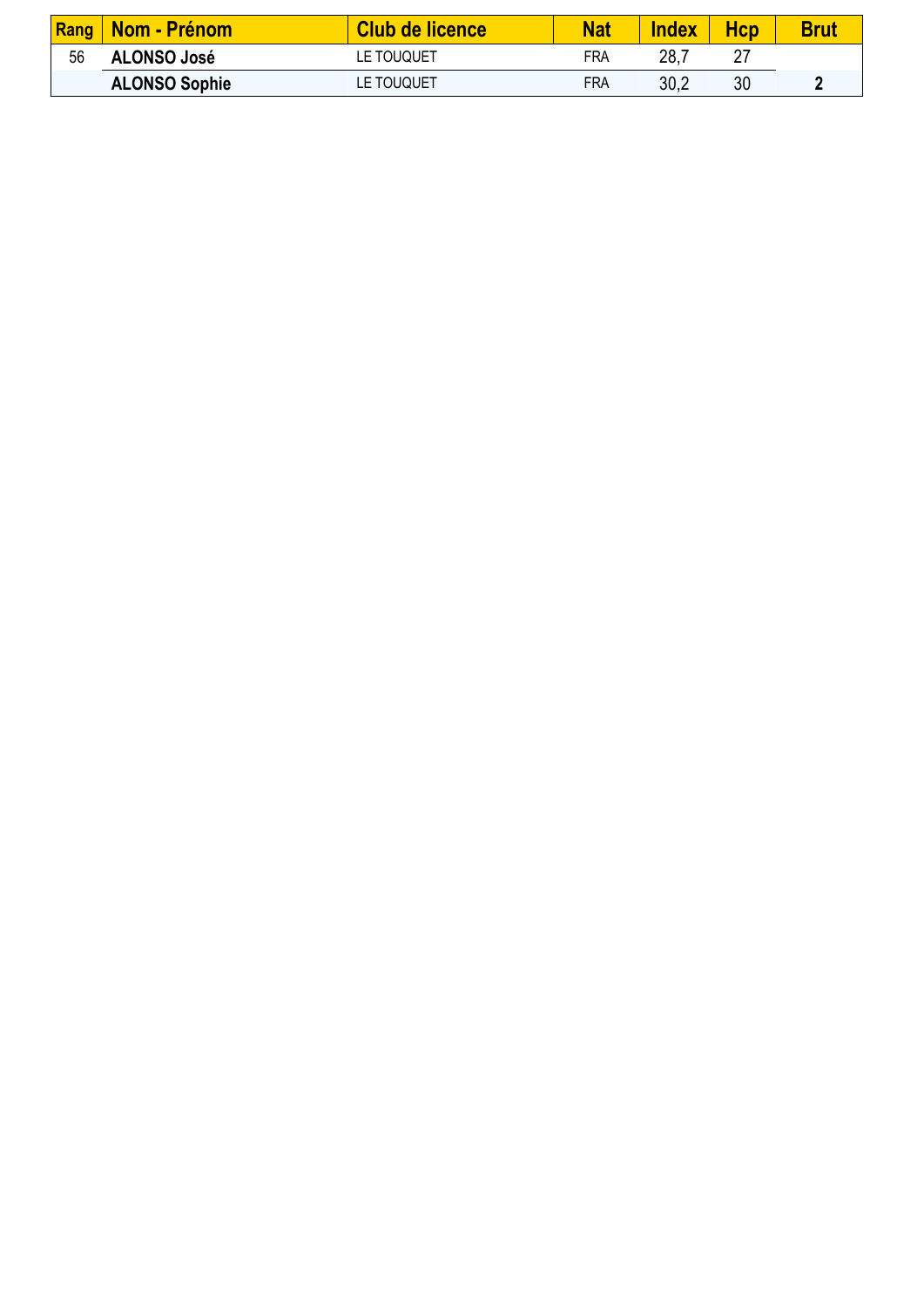| Rang | Nom - Prénom | Club de licence | Nat | Index | Hcp | Brut |
| --- | --- | --- | --- | --- | --- | --- |
| 56 | **ALONSO José** | LE TOUQUET | FRA | 28,7 | 27 | |
| | **ALONSO Sophie** | LE TOUQUET | FRA | 30,2 | 30 | **2** |